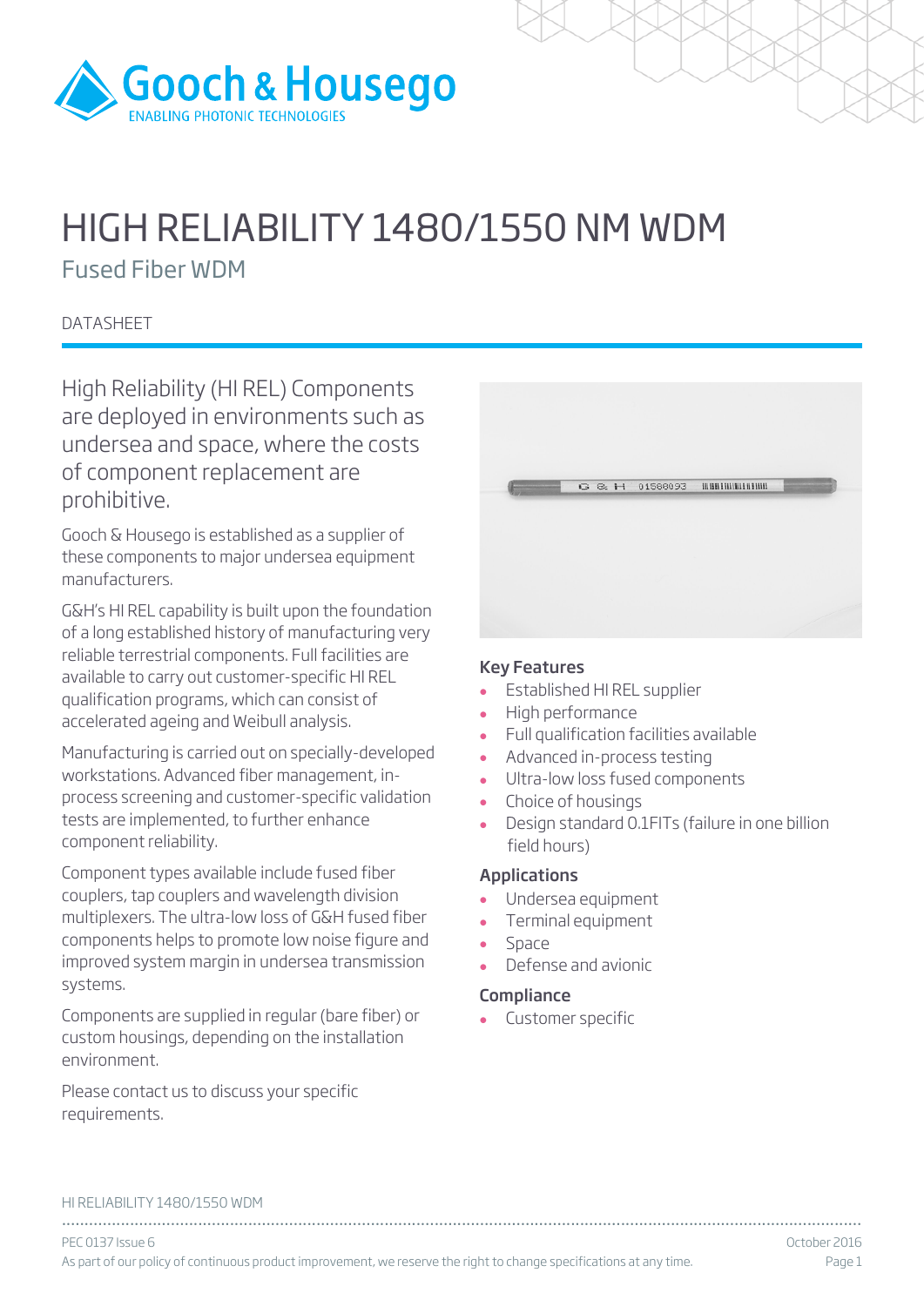# HIGH RELIABILITY 1480/1550 NM WDM

## Fused Fiber WDM

DATASHEET

High Reliability (HI REL) Components are deployed in environments such as undersea and space, where the costs of component replacement are prohibitive.

Gooch & Housego is established as a supplier of these components to major undersea equipment manufacturers.

G&H's HI REL capability is built upon the foundation of a long established history of manufacturing very reliable terrestrial components. Full facilities are available to carry out customer-specific HI REL qualification programs, which can consist of accelerated ageing and Weibull analysis.

Manufacturing is carried out on specially-developed workstations. Advanced fiber management, in-process screening and customer-specific validation tests are implemented, to further enhance component reliability.

Component types available include fused fiber couplers, tap couplers and wavelength division multiplexers. The ultra-low loss of G&H fused fiber components helps to promote low noise figure and improved system margin in undersea transmission systems.

Components are supplied in regular (bare fiber) or custom housings, depending on the installation environment.

Please contact us to discuss your specific requirements.

### Key Features

- Established HI REL supplier
- High performance
- Full qualification facilities available
- Advanced in-process testing
- Ultra-low loss fused components
- Choice of housings
- Design standard 0.1FITs (failure in one billion field hours)

### Applications

- Undersea equipment
- Terminal equipment
- Space
- Defense and avionic

### Compliance

- Customer specific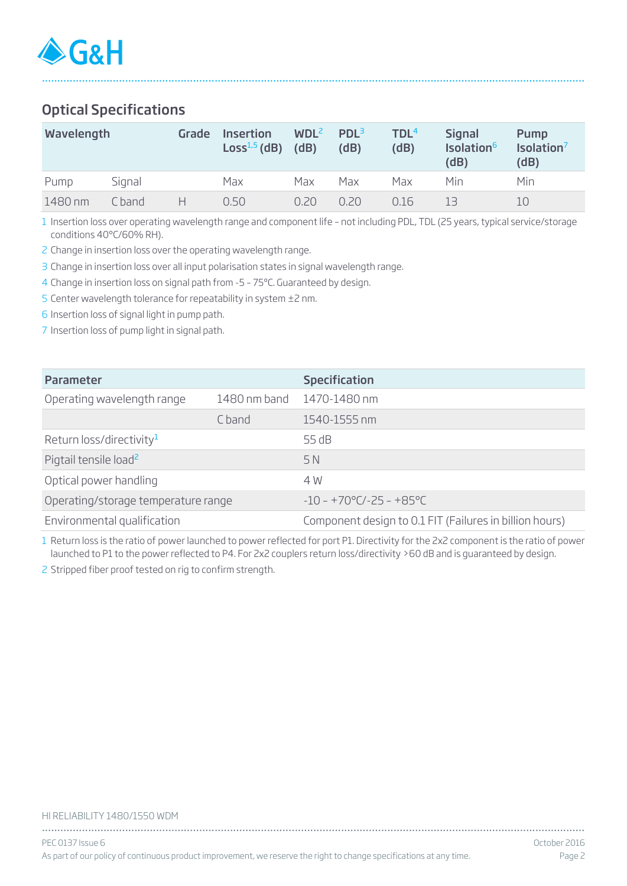## Optical Specifications

| Wavelength | | Grade | Insertion Loss[1,5] (dB) | WDL[2] (dB) | PDL[3] (dB) | TDL[4] (dB) | Signal Isolation[6] (dB) | Pump Isolation[7] (dB) |
|---|---|---|---|---|---|---|---|---|
| Pump | Signal | | Max | Max | Max | Max | Min | Min |
| 1480 nm | C band | H | 0.50 | 0.20 | 0.20 | 0.16 | 13 | 10 |

1 Insertion loss over operating wavelength range and component life - not including PDL, TDL (25 years, typical service/storage conditions 40°C/60% RH).

2 Change in insertion loss over the operating wavelength range.

3 Change in insertion loss over all input polarisation states in signal wavelength range.

4 Change in insertion loss on signal path from -5 - 75°C. Guaranteed by design.

5 Center wavelength tolerance for repeatability in system ±2 nm.

6 Insertion loss of signal light in pump path.

7 Insertion loss of pump light in signal path.

| Parameter | | Specification |
|---|---|---|
| Operating wavelength range | 1480 nm band | 1470-1480 nm |
| | C band | 1540-1555 nm |
| Return loss/directivity[1] | | 55 dB |
| Pigtail tensile load[2] | | 5 N |
| Optical power handling | | 4 W |
| Operating/storage temperature range | | -10 - +70°C/-25 - +85°C |
| Environmental qualification | | Component design to 0.1 FIT (Failures in billion hours) |

1 Return loss is the ratio of power launched to power reflected for port P1. Directivity for the 2x2 component is the ratio of power launched to P1 to the power reflected to P4. For 2x2 couplers return loss/directivity >60 dB and is guaranteed by design.

2 Stripped fiber proof tested on rig to confirm strength.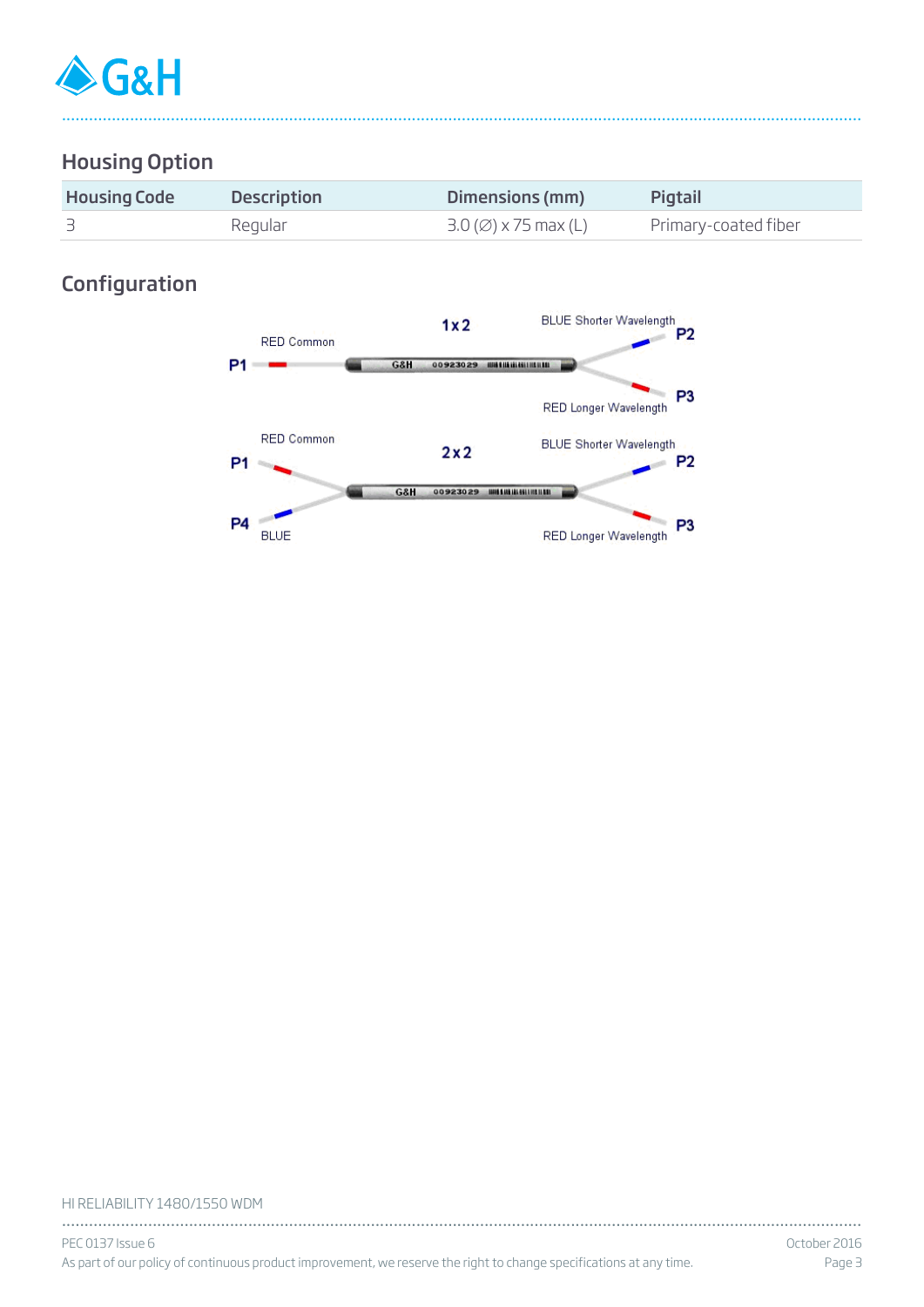## Housing Option

| Housing Code | Description | Dimensions (mm) | Pigtail |
| --- | --- | --- | --- |
| 3 | Regular | 3.0 (∅) x 75 max (L) | Primary-coated fiber |

## Configuration

1x2

P1 — RED Common

P2 — BLUE Shorter Wavelength

P3 — RED Longer Wavelength

2x2

P1 — RED Common

P4 — BLUE

P2 — BLUE Shorter Wavelength

P3 — RED Longer Wavelength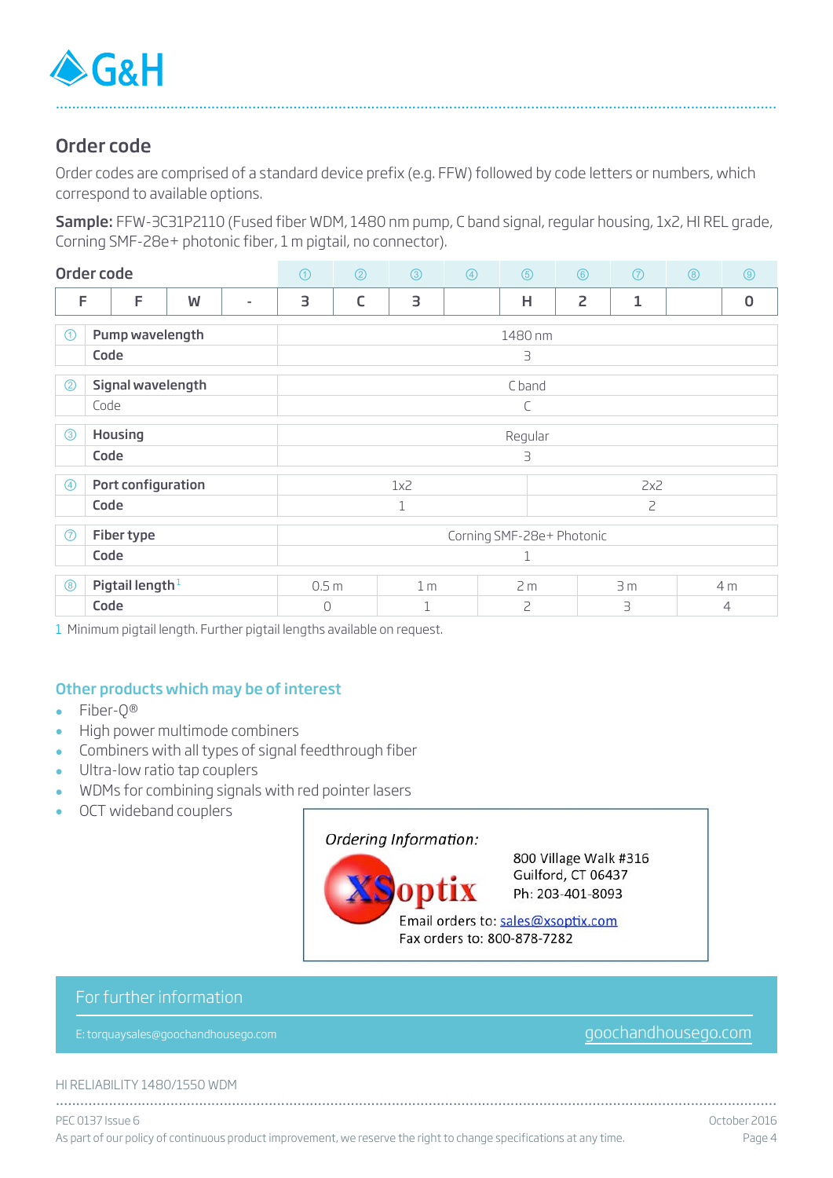## Order code

Order codes are comprised of a standard device prefix (e.g. FFW) followed by code letters or numbers, which correspond to available options.

**Sample:** FFW-3C31P2110 (Fused fiber WDM, 1480 nm pump, C band signal, regular housing, 1x2, HI REL grade, Corning SMF-28e+ photonic fiber, 1 m pigtail, no connector).

| Order code | | | | ① | ② | ③ | ④ | ⑤ | ⑥ | ⑦ | ⑧ | ⑨ |
|---|---|---|---|---|---|---|---|---|---|---|---|---|
| F | F | W | - | 3 | C | 3 | | H | 2 | 1 | | 0 |

| | | | | | | |
|---|---|---|---|---|---|---|
| ① | **Pump wavelength** | 1480 nm | | | | |
| | **Code** | 3 | | | | |
| ② | **Signal wavelength** | C band | | | | |
| | Code | C | | | | |
| ③ | **Housing** | Regular | | | | |
| | **Code** | 3 | | | | |
| ④ | **Port configuration** | 1x2 | | 2x2 | | |
| | **Code** | 1 | | 2 | | |
| ⑦ | **Fiber type** | Corning SMF-28e+ Photonic | | | | |
| | **Code** | 1 | | | | |
| ⑧ | **Pigtail length** [1] | 0.5 m | 1 m | 2 m | 3 m | 4 m |
| | **Code** | 0 | 1 | 2 | 3 | 4 |

1 Minimum pigtail length. Further pigtail lengths available on request.

### Other products which may be of interest

- Fiber-Q®
- High power multimode combiners
- Combiners with all types of signal feedthrough fiber
- Ultra-low ratio tap couplers
- WDMs for combining signals with red pointer lasers
- OCT wideband couplers

*Ordering Information:*

XSoptix

800 Village Walk #316
Guilford, CT 06437
Ph: 203-401-8093

Email orders to: sales@xsoptix.com
Fax orders to: 800-878-7282

### For further information

E: torquaysales@goochandhousego.com

goochandhousego.com

HI RELIABILITY 1480/1550 WDM

PEC 0137 Issue 6

October 2016

As part of our policy of continuous product improvement, we reserve the right to change specifications at any time.